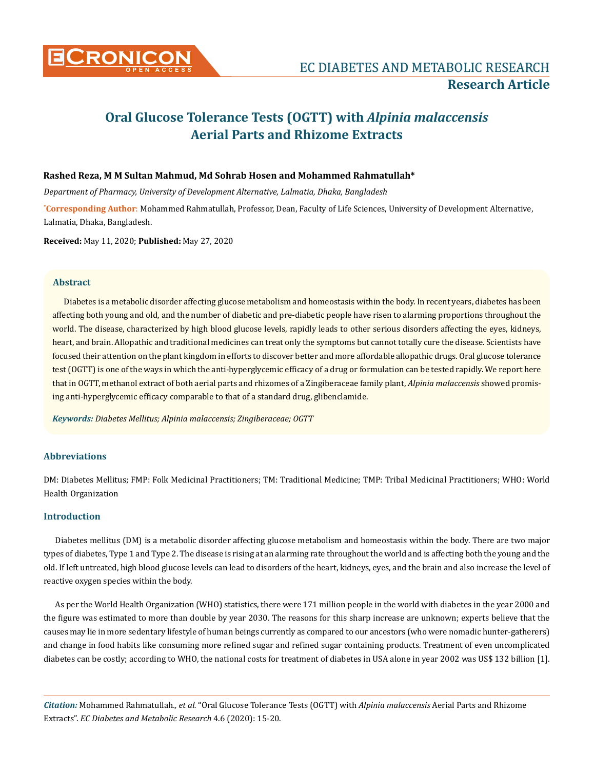# Oral Glucose Tolerance Tests (OGTT) with *Alpinia malaccensis* Aerial Parts and Rhizome Extracts

**Rashed Reza, M M Sultan Mahmud, Md Sohrab Hosen and Mohammed Rahmatullah***

*Department of Pharmacy, University of Development Alternative, Lalmatia, Dhaka, Bangladesh*

***Corresponding Author**: Mohammed Rahmatullah, Professor, Dean, Faculty of Life Sciences, University of Development Alternative, Lalmatia, Dhaka, Bangladesh.

**Received:** May 11, 2020; **Published:** May 27, 2020

## Abstract

Diabetes is a metabolic disorder affecting glucose metabolism and homeostasis within the body. In recent years, diabetes has been affecting both young and old, and the number of diabetic and pre-diabetic people have risen to alarming proportions throughout the world. The disease, characterized by high blood glucose levels, rapidly leads to other serious disorders affecting the eyes, kidneys, heart, and brain. Allopathic and traditional medicines can treat only the symptoms but cannot totally cure the disease. Scientists have focused their attention on the plant kingdom in efforts to discover better and more affordable allopathic drugs. Oral glucose tolerance test (OGTT) is one of the ways in which the anti-hyperglycemic efficacy of a drug or formulation can be tested rapidly. We report here that in OGTT, methanol extract of both aerial parts and rhizomes of a Zingiberaceae family plant, *Alpinia malaccensis* showed promising anti-hyperglycemic efficacy comparable to that of a standard drug, glibenclamide.

***Keywords:*** *Diabetes Mellitus; Alpinia malaccensis; Zingiberaceae; OGTT*

## Abbreviations

DM: Diabetes Mellitus; FMP: Folk Medicinal Practitioners; TM: Traditional Medicine; TMP: Tribal Medicinal Practitioners; WHO: World Health Organization

## Introduction

Diabetes mellitus (DM) is a metabolic disorder affecting glucose metabolism and homeostasis within the body. There are two major types of diabetes, Type 1 and Type 2. The disease is rising at an alarming rate throughout the world and is affecting both the young and the old. If left untreated, high blood glucose levels can lead to disorders of the heart, kidneys, eyes, and the brain and also increase the level of reactive oxygen species within the body.

As per the World Health Organization (WHO) statistics, there were 171 million people in the world with diabetes in the year 2000 and the figure was estimated to more than double by year 2030. The reasons for this sharp increase are unknown; experts believe that the causes may lie in more sedentary lifestyle of human beings currently as compared to our ancestors (who were nomadic hunter-gatherers) and change in food habits like consuming more refined sugar and refined sugar containing products. Treatment of even uncomplicated diabetes can be costly; according to WHO, the national costs for treatment of diabetes in USA alone in year 2002 was US$ 132 billion [1].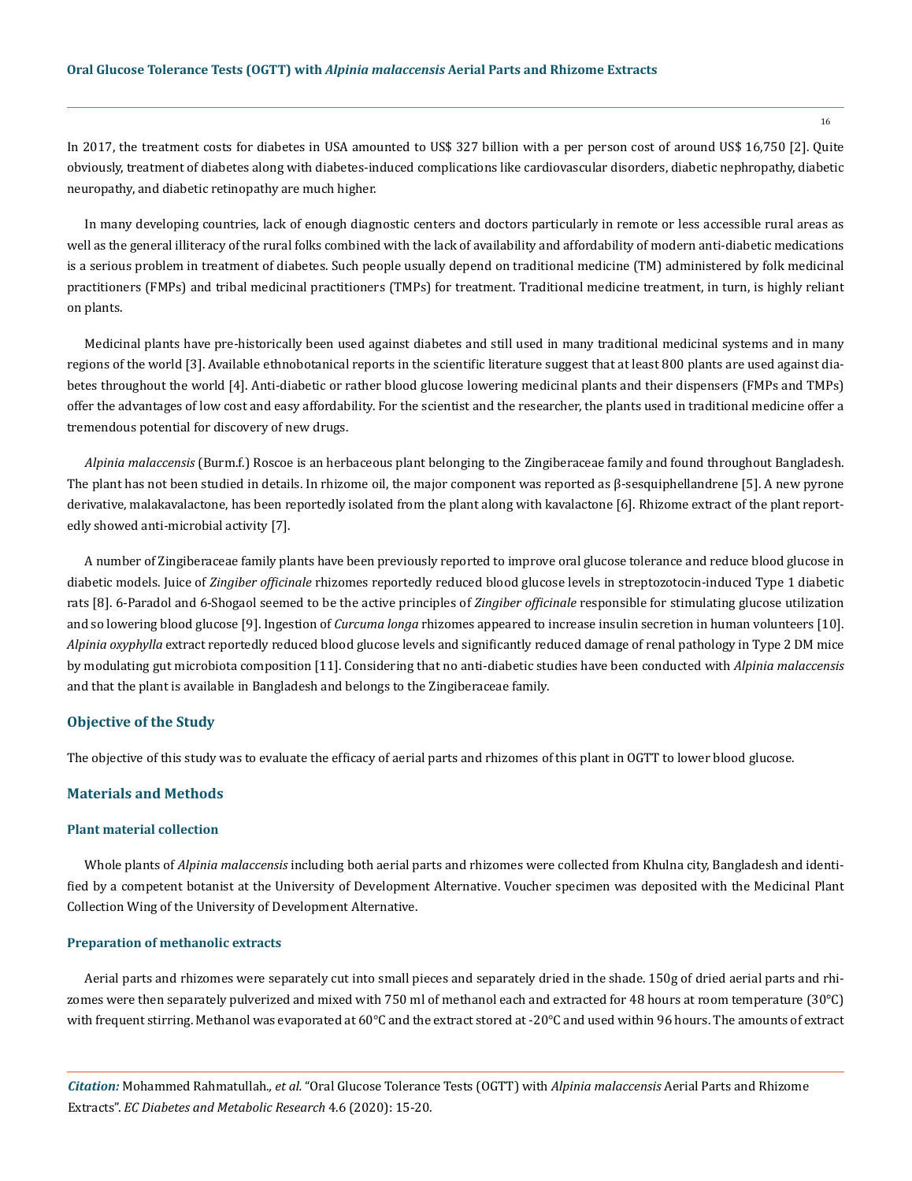In 2017, the treatment costs for diabetes in USA amounted to US$ 327 billion with a per person cost of around US$ 16,750 [2]. Quite obviously, treatment of diabetes along with diabetes-induced complications like cardiovascular disorders, diabetic nephropathy, diabetic neuropathy, and diabetic retinopathy are much higher.

In many developing countries, lack of enough diagnostic centers and doctors particularly in remote or less accessible rural areas as well as the general illiteracy of the rural folks combined with the lack of availability and affordability of modern anti-diabetic medications is a serious problem in treatment of diabetes. Such people usually depend on traditional medicine (TM) administered by folk medicinal practitioners (FMPs) and tribal medicinal practitioners (TMPs) for treatment. Traditional medicine treatment, in turn, is highly reliant on plants.

Medicinal plants have pre-historically been used against diabetes and still used in many traditional medicinal systems and in many regions of the world [3]. Available ethnobotanical reports in the scientific literature suggest that at least 800 plants are used against diabetes throughout the world [4]. Anti-diabetic or rather blood glucose lowering medicinal plants and their dispensers (FMPs and TMPs) offer the advantages of low cost and easy affordability. For the scientist and the researcher, the plants used in traditional medicine offer a tremendous potential for discovery of new drugs.

*Alpinia malaccensis* (Burm.f.) Roscoe is an herbaceous plant belonging to the Zingiberaceae family and found throughout Bangladesh. The plant has not been studied in details. In rhizome oil, the major component was reported as β-sesquiphellandrene [5]. A new pyrone derivative, malakavalactone, has been reportedly isolated from the plant along with kavalactone [6]. Rhizome extract of the plant reportedly showed anti-microbial activity [7].

A number of Zingiberaceae family plants have been previously reported to improve oral glucose tolerance and reduce blood glucose in diabetic models. Juice of *Zingiber officinale* rhizomes reportedly reduced blood glucose levels in streptozotocin-induced Type 1 diabetic rats [8]. 6-Paradol and 6-Shogaol seemed to be the active principles of *Zingiber officinale* responsible for stimulating glucose utilization and so lowering blood glucose [9]. Ingestion of *Curcuma longa* rhizomes appeared to increase insulin secretion in human volunteers [10]. *Alpinia oxyphylla* extract reportedly reduced blood glucose levels and significantly reduced damage of renal pathology in Type 2 DM mice by modulating gut microbiota composition [11]. Considering that no anti-diabetic studies have been conducted with *Alpinia malaccensis* and that the plant is available in Bangladesh and belongs to the Zingiberaceae family.

## Objective of the Study

The objective of this study was to evaluate the efficacy of aerial parts and rhizomes of this plant in OGTT to lower blood glucose.

## Materials and Methods

### Plant material collection

Whole plants of *Alpinia malaccensis* including both aerial parts and rhizomes were collected from Khulna city, Bangladesh and identified by a competent botanist at the University of Development Alternative. Voucher specimen was deposited with the Medicinal Plant Collection Wing of the University of Development Alternative.

### Preparation of methanolic extracts

Aerial parts and rhizomes were separately cut into small pieces and separately dried in the shade. 150g of dried aerial parts and rhizomes were then separately pulverized and mixed with 750 ml of methanol each and extracted for 48 hours at room temperature (30°C) with frequent stirring. Methanol was evaporated at 60°C and the extract stored at -20°C and used within 96 hours. The amounts of extract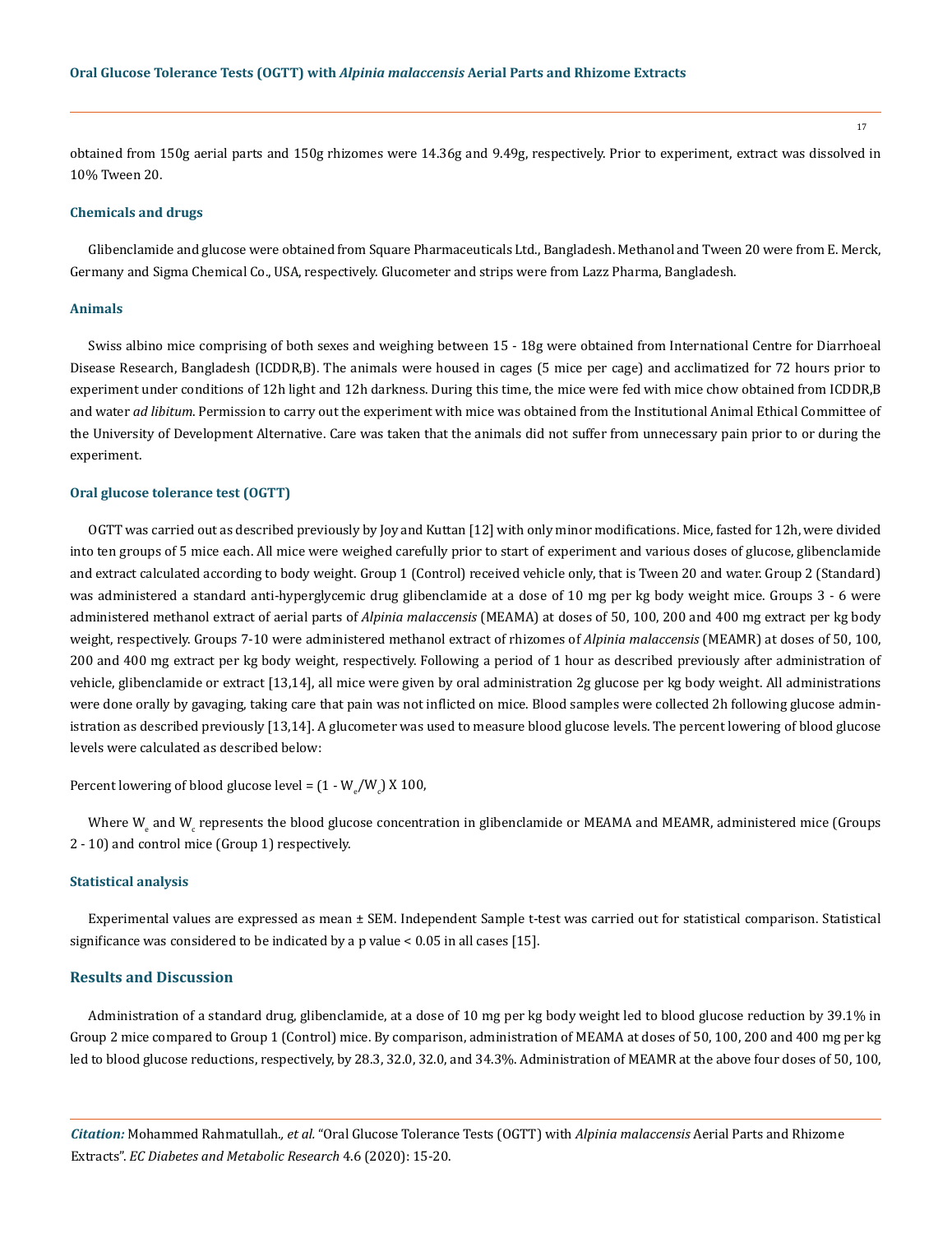obtained from 150g aerial parts and 150g rhizomes were 14.36g and 9.49g, respectively. Prior to experiment, extract was dissolved in 10% Tween 20.

### Chemicals and drugs

Glibenclamide and glucose were obtained from Square Pharmaceuticals Ltd., Bangladesh. Methanol and Tween 20 were from E. Merck, Germany and Sigma Chemical Co., USA, respectively. Glucometer and strips were from Lazz Pharma, Bangladesh.

### Animals

Swiss albino mice comprising of both sexes and weighing between 15 - 18g were obtained from International Centre for Diarrhoeal Disease Research, Bangladesh (ICDDR,B). The animals were housed in cages (5 mice per cage) and acclimatized for 72 hours prior to experiment under conditions of 12h light and 12h darkness. During this time, the mice were fed with mice chow obtained from ICDDR,B and water *ad libitum*. Permission to carry out the experiment with mice was obtained from the Institutional Animal Ethical Committee of the University of Development Alternative. Care was taken that the animals did not suffer from unnecessary pain prior to or during the experiment.

### Oral glucose tolerance test (OGTT)

OGTT was carried out as described previously by Joy and Kuttan [12] with only minor modifications. Mice, fasted for 12h, were divided into ten groups of 5 mice each. All mice were weighed carefully prior to start of experiment and various doses of glucose, glibenclamide and extract calculated according to body weight. Group 1 (Control) received vehicle only, that is Tween 20 and water. Group 2 (Standard) was administered a standard anti-hyperglycemic drug glibenclamide at a dose of 10 mg per kg body weight mice. Groups 3 - 6 were administered methanol extract of aerial parts of *Alpinia malaccensis* (MEAMA) at doses of 50, 100, 200 and 400 mg extract per kg body weight, respectively. Groups 7-10 were administered methanol extract of rhizomes of *Alpinia malaccensis* (MEAMR) at doses of 50, 100, 200 and 400 mg extract per kg body weight, respectively. Following a period of 1 hour as described previously after administration of vehicle, glibenclamide or extract [13,14], all mice were given by oral administration 2g glucose per kg body weight. All administrations were done orally by gavaging, taking care that pain was not inflicted on mice. Blood samples were collected 2h following glucose administration as described previously [13,14]. A glucometer was used to measure blood glucose levels. The percent lowering of blood glucose levels were calculated as described below:

Percent lowering of blood glucose level = $(1 - W_e/W_c) \times 100$,

Where $W_e$ and $W_c$ represents the blood glucose concentration in glibenclamide or MEAMA and MEAMR, administered mice (Groups 2 - 10) and control mice (Group 1) respectively.

### Statistical analysis

Experimental values are expressed as mean ± SEM. Independent Sample t-test was carried out for statistical comparison. Statistical significance was considered to be indicated by a p value < 0.05 in all cases [15].

## Results and Discussion

Administration of a standard drug, glibenclamide, at a dose of 10 mg per kg body weight led to blood glucose reduction by 39.1% in Group 2 mice compared to Group 1 (Control) mice. By comparison, administration of MEAMA at doses of 50, 100, 200 and 400 mg per kg led to blood glucose reductions, respectively, by 28.3, 32.0, 32.0, and 34.3%. Administration of MEAMR at the above four doses of 50, 100,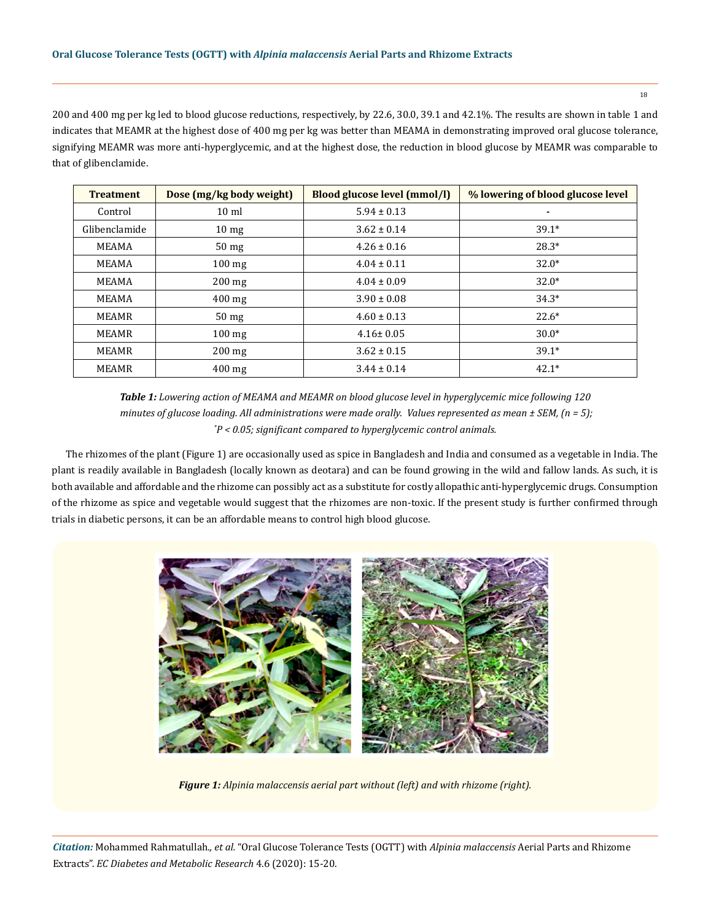200 and 400 mg per kg led to blood glucose reductions, respectively, by 22.6, 30.0, 39.1 and 42.1%. The results are shown in table 1 and indicates that MEAMR at the highest dose of 400 mg per kg was better than MEAMA in demonstrating improved oral glucose tolerance, signifying MEAMR was more anti-hyperglycemic, and at the highest dose, the reduction in blood glucose by MEAMR was comparable to that of glibenclamide.

| Treatment | Dose (mg/kg body weight) | Blood glucose level (mmol/l) | % lowering of blood glucose level |
|---|---|---|---|
| Control | 10 ml | 5.94 ± 0.13 | - |
| Glibenclamide | 10 mg | 3.62 ± 0.14 | 39.1* |
| MEAMA | 50 mg | 4.26 ± 0.16 | 28.3* |
| MEAMA | 100 mg | 4.04 ± 0.11 | 32.0* |
| MEAMA | 200 mg | 4.04 ± 0.09 | 32.0* |
| MEAMA | 400 mg | 3.90 ± 0.08 | 34.3* |
| MEAMR | 50 mg | 4.60 ± 0.13 | 22.6* |
| MEAMR | 100 mg | 4.16± 0.05 | 30.0* |
| MEAMR | 200 mg | 3.62 ± 0.15 | 39.1* |
| MEAMR | 400 mg | 3.44 ± 0.14 | 42.1* |

***Table 1:*** *Lowering action of MEAMA and MEAMR on blood glucose level in hyperglycemic mice following 120 minutes of glucose loading. All administrations were made orally. Values represented as mean ± SEM, (n = 5); \*P < 0.05; significant compared to hyperglycemic control animals.*

The rhizomes of the plant (Figure 1) are occasionally used as spice in Bangladesh and India and consumed as a vegetable in India. The plant is readily available in Bangladesh (locally known as deotara) and can be found growing in the wild and fallow lands. As such, it is both available and affordable and the rhizome can possibly act as a substitute for costly allopathic anti-hyperglycemic drugs. Consumption of the rhizome as spice and vegetable would suggest that the rhizomes are non-toxic. If the present study is further confirmed through trials in diabetic persons, it can be an affordable means to control high blood glucose.

***Figure 1:*** *Alpinia malaccensis aerial part without (left) and with rhizome (right).*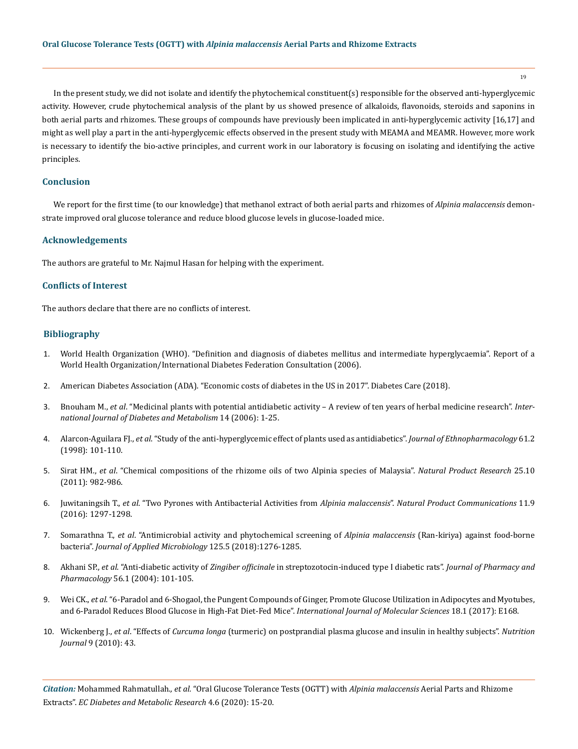In the present study, we did not isolate and identify the phytochemical constituent(s) responsible for the observed anti-hyperglycemic activity. However, crude phytochemical analysis of the plant by us showed presence of alkaloids, flavonoids, steroids and saponins in both aerial parts and rhizomes. These groups of compounds have previously been implicated in anti-hyperglycemic activity [16,17] and might as well play a part in the anti-hyperglycemic effects observed in the present study with MEAMA and MEAMR. However, more work is necessary to identify the bio-active principles, and current work in our laboratory is focusing on isolating and identifying the active principles.

## Conclusion

We report for the first time (to our knowledge) that methanol extract of both aerial parts and rhizomes of *Alpinia malaccensis* demonstrate improved oral glucose tolerance and reduce blood glucose levels in glucose-loaded mice.

## Acknowledgements

The authors are grateful to Mr. Najmul Hasan for helping with the experiment.

## Conflicts of Interest

The authors declare that there are no conflicts of interest.

## Bibliography

1. World Health Organization (WHO). "Definition and diagnosis of diabetes mellitus and intermediate hyperglycaemia". Report of a World Health Organization/International Diabetes Federation Consultation (2006).
2. American Diabetes Association (ADA). "Economic costs of diabetes in the US in 2017". Diabetes Care (2018).
3. Bnouham M., *et al*. "Medicinal plants with potential antidiabetic activity – A review of ten years of herbal medicine research". *International Journal of Diabetes and Metabolism* 14 (2006): 1-25.
4. Alarcon-Aguilara FJ., *et al*. "Study of the anti-hyperglycemic effect of plants used as antidiabetics". *Journal of Ethnopharmacology* 61.2 (1998): 101-110.
5. Sirat HM., *et al*. "Chemical compositions of the rhizome oils of two Alpinia species of Malaysia". *Natural Product Research* 25.10 (2011): 982-986.
6. Juwitaningsih T., *et al*. "Two Pyrones with Antibacterial Activities from *Alpinia malaccensis*". *Natural Product Communications* 11.9 (2016): 1297-1298.
7. Somarathna T., *et al*. "Antimicrobial activity and phytochemical screening of *Alpinia malaccensis* (Ran-kiriya) against food-borne bacteria". *Journal of Applied Microbiology* 125.5 (2018):1276-1285.
8. Akhani SP., *et al*. "Anti-diabetic activity of *Zingiber officinale* in streptozotocin-induced type I diabetic rats". *Journal of Pharmacy and Pharmacology* 56.1 (2004): 101-105.
9. Wei CK., *et al*. "6-Paradol and 6-Shogaol, the Pungent Compounds of Ginger, Promote Glucose Utilization in Adipocytes and Myotubes, and 6-Paradol Reduces Blood Glucose in High-Fat Diet-Fed Mice". *International Journal of Molecular Sciences* 18.1 (2017): E168.
10. Wickenberg J., *et al*. "Effects of *Curcuma longa* (turmeric) on postprandial plasma glucose and insulin in healthy subjects". *Nutrition Journal* 9 (2010): 43.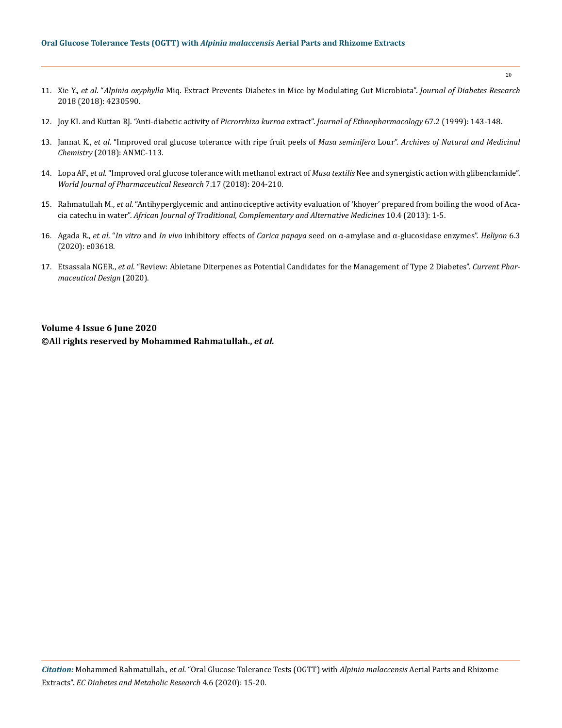11. Xie Y., *et al*. "*Alpinia oxyphylla* Miq. Extract Prevents Diabetes in Mice by Modulating Gut Microbiota". *Journal of Diabetes Research* 2018 (2018): 4230590.

12. Joy KL and Kuttan RJ. "Anti-diabetic activity of *Picrorrhiza kurroa* extract". *Journal of Ethnopharmacology* 67.2 (1999): 143-148.

13. Jannat K., *et al*. "Improved oral glucose tolerance with ripe fruit peels of *Musa seminifera* Lour". *Archives of Natural and Medicinal Chemistry* (2018): ANMC-113.

14. Lopa AF., *et al*. "Improved oral glucose tolerance with methanol extract of *Musa textilis* Nee and synergistic action with glibenclamide". *World Journal of Pharmaceutical Research* 7.17 (2018): 204-210.

15. Rahmatullah M., *et al*. "Antihyperglycemic and antinociceptive activity evaluation of 'khoyer' prepared from boiling the wood of Acacia catechu in water". *African Journal of Traditional, Complementary and Alternative Medicines* 10.4 (2013): 1-5.

16. Agada R., *et al*. "*In vitro* and *In vivo* inhibitory effects of *Carica papaya* seed on α-amylase and α-glucosidase enzymes". *Heliyon* 6.3 (2020): e03618.

17. Etsassala NGER., *et al*. "Review: Abietane Diterpenes as Potential Candidates for the Management of Type 2 Diabetes". *Current Pharmaceutical Design* (2020).

**Volume 4 Issue 6 June 2020**
**©All rights reserved by Mohammed Rahmatullah., *et al.***